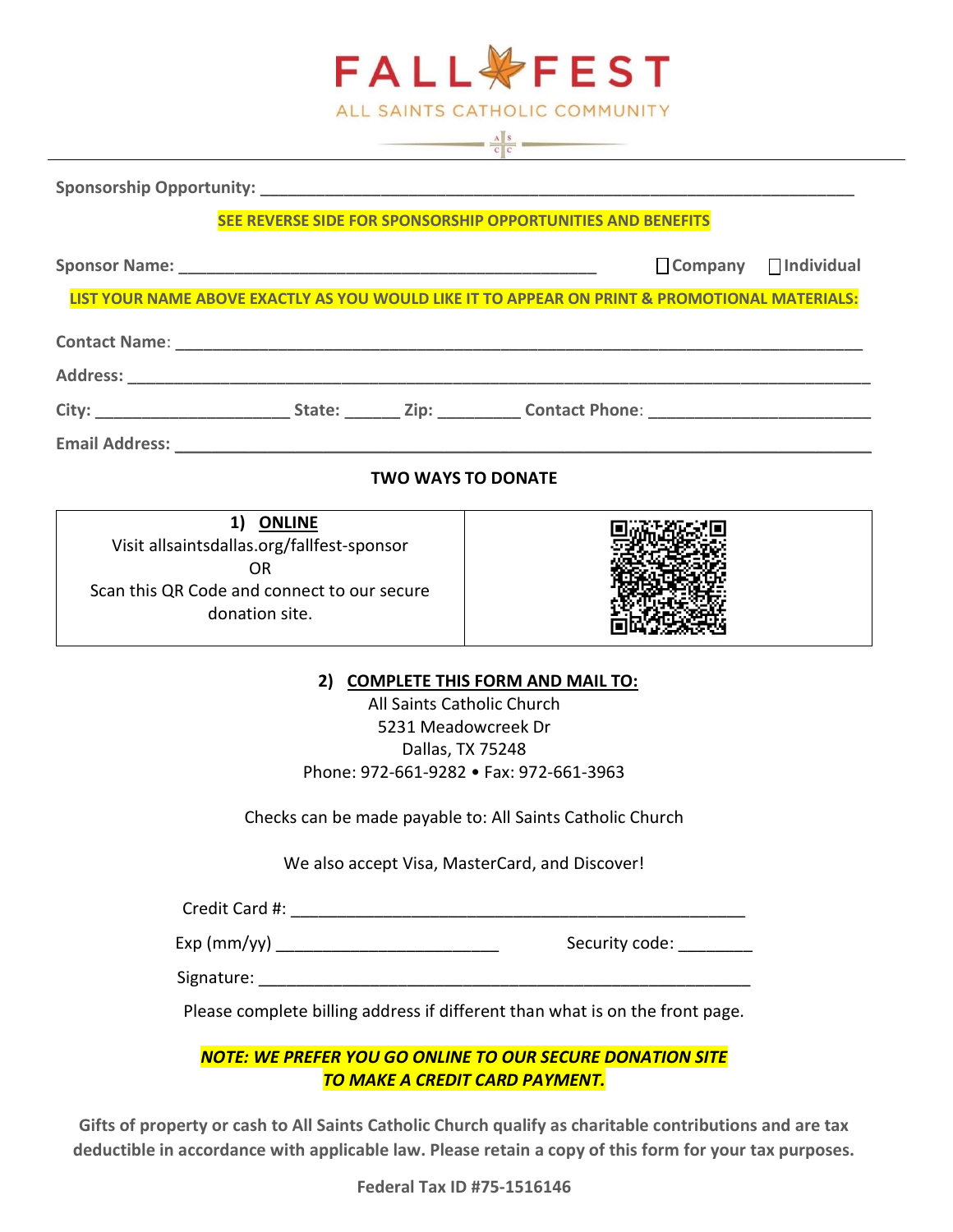# FALL FEST

ALL SAINTS CATHOLIC COMMUNITY

**Sponsorship Opportunity:** ______________________________________________________________________

**SEE REVERSE SIDE FOR SPONSORSHIP OPPORTUNITIES AND BENEFITS**

**Sponsor Name:** ______________________________________________ ☐ **Company** ☐ **Individual**

**LIST YOUR NAME ABOVE EXACTLY AS YOU WOULD LIKE IT TO APPEAR ON PRINT & PROMOTIONAL MATERIALS:**

**Contact Name**: ____________________________________________________________________________

**Address:** ________________________________________________________________________________

**City:** ____________________ **State:** ______ **Zip:** _________ **Contact Phone**: ________________________

**Email Address:** ___________________________________________________________________________

**TWO WAYS TO DONATE**

| **1) ONLINE** Visit allsaintsdallas.org/fallfest-sponsor OR Scan this QR Code and connect to our secure donation site. | |
|---|---|

**2) COMPLETE THIS FORM AND MAIL TO:**

All Saints Catholic Church
5231 Meadowcreek Dr
Dallas, TX 75248
Phone: 972-661-9282 • Fax: 972-661-3963

Checks can be made payable to: All Saints Catholic Church

We also accept Visa, MasterCard, and Discover!

Credit Card #: __________________________________________________

Exp (mm/yy) ________________________ Security code: ________

Signature: _______________________________________________________

Please complete billing address if different than what is on the front page.

***NOTE: WE PREFER YOU GO ONLINE TO OUR SECURE DONATION SITE TO MAKE A CREDIT CARD PAYMENT.***

**Gifts of property or cash to All Saints Catholic Church qualify as charitable contributions and are tax deductible in accordance with applicable law. Please retain a copy of this form for your tax purposes.**

**Federal Tax ID #75-1516146**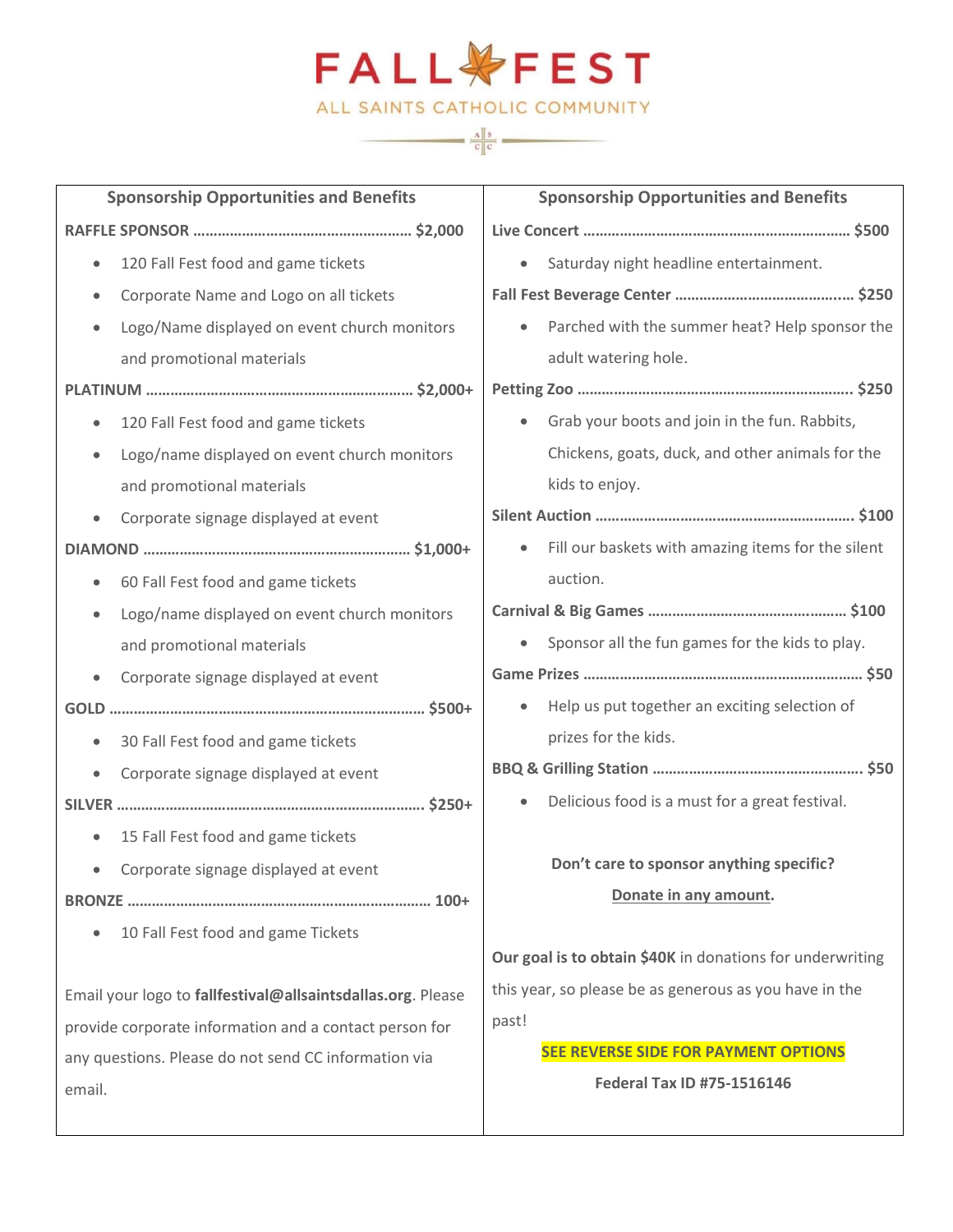# FALL FEST

ALL SAINTS CATHOLIC COMMUNITY

## Sponsorship Opportunities and Benefits

**RAFFLE SPONSOR ……………………………………………… $2,000**

- 120 Fall Fest food and game tickets
- Corporate Name and Logo on all tickets
- Logo/Name displayed on event church monitors and promotional materials

**PLATINUM ……………………………………………………… $2,000+**

- 120 Fall Fest food and game tickets
- Logo/name displayed on event church monitors and promotional materials
- Corporate signage displayed at event

**DIAMOND ……………………………………………………… $1,000+**

- 60 Fall Fest food and game tickets
- Logo/name displayed on event church monitors and promotional materials
- Corporate signage displayed at event

**GOLD …………………………………………………………… $500+**

- 30 Fall Fest food and game tickets
- Corporate signage displayed at event

**SILVER ………………………………………………………… $250+**

- 15 Fall Fest food and game tickets
- Corporate signage displayed at event

**BRONZE ………………………………………………………… 100+**

- 10 Fall Fest food and game Tickets

Email your logo to **fallfestival@allsaintsdallas.org**. Please provide corporate information and a contact person for any questions. Please do not send CC information via email.

## Sponsorship Opportunities and Benefits

**Live Concert ………………………………………………………… $500**

- Saturday night headline entertainment.

**Fall Fest Beverage Center …………………………………… $250**

- Parched with the summer heat? Help sponsor the adult watering hole.

**Petting Zoo …………………………………………………………. $250**

- Grab your boots and join in the fun. Rabbits, Chickens, goats, duck, and other animals for the kids to enjoy.

**Silent Auction ……………………………………………………. $100**

- Fill our baskets with amazing items for the silent auction.

**Carnival & Big Games ………………………………………… $100**

- Sponsor all the fun games for the kids to play.

**Game Prizes ………………………………………………………… $50**

- Help us put together an exciting selection of prizes for the kids.

**BBQ & Grilling Station ………………………………………….. $50**

- Delicious food is a must for a great festival.

**Don't care to sponsor anything specific?**
**Donate in any amount.**

**Our goal is to obtain $40K** in donations for underwriting this year, so please be as generous as you have in the past!

**SEE REVERSE SIDE FOR PAYMENT OPTIONS**

**Federal Tax ID #75-1516146**